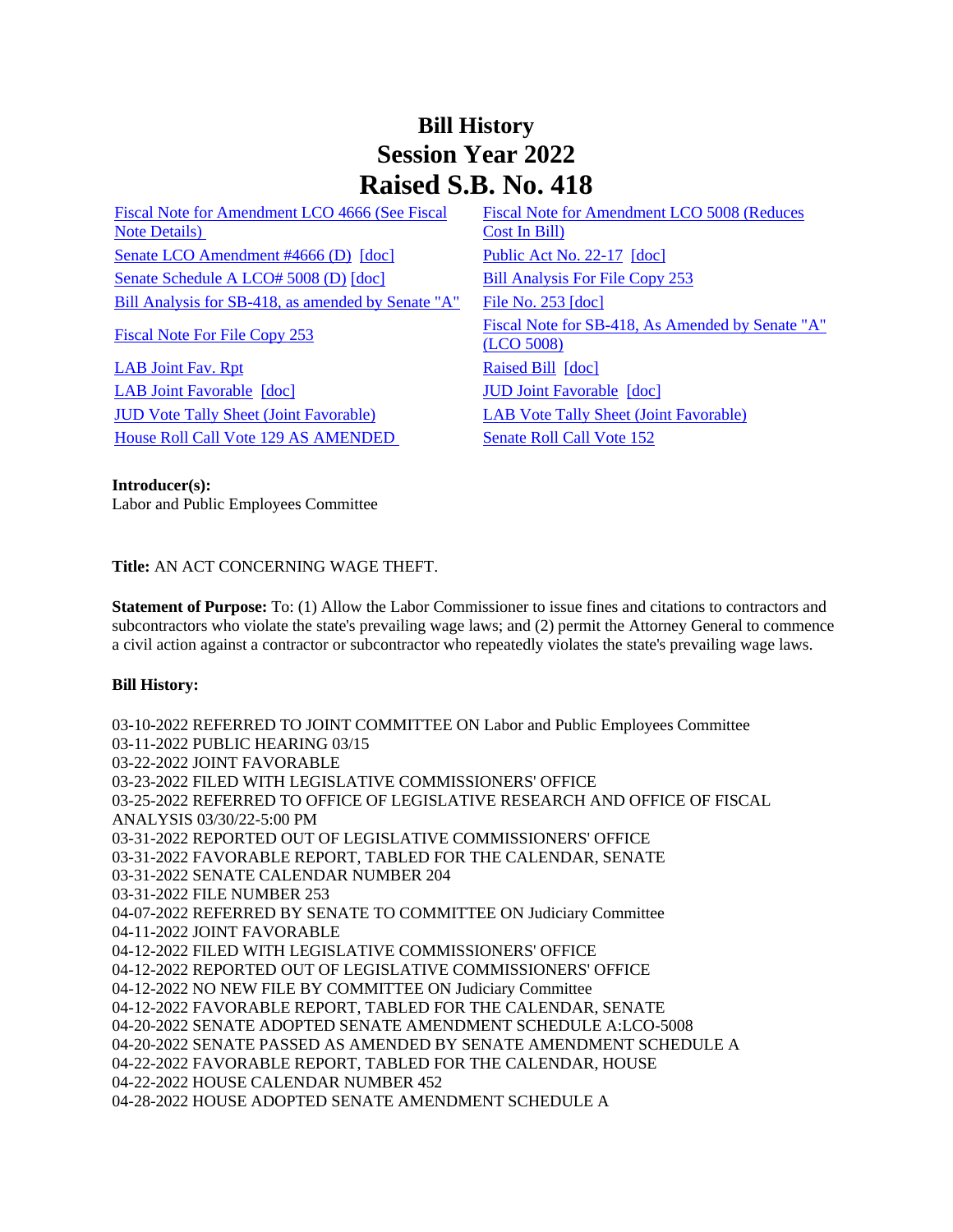# Bill History
# Session Year 2022
# Raised S.B. No. 418

| | |
|---|---|
| Fiscal Note for Amendment LCO 4666 (See Fiscal Note Details) | Fiscal Note for Amendment LCO 5008 (Reduces Cost In Bill) |
| Senate LCO Amendment #4666 (D) [doc] | Public Act No. 22-17 [doc] |
| Senate Schedule A LCO# 5008 (D) [doc] | Bill Analysis For File Copy 253 |
| Bill Analysis for SB-418, as amended by Senate "A" | File No. 253 [doc] |
| Fiscal Note For File Copy 253 | Fiscal Note for SB-418, As Amended by Senate "A" (LCO 5008) |
| LAB Joint Fav. Rpt | Raised Bill [doc] |
| LAB Joint Favorable [doc] | JUD Joint Favorable [doc] |
| JUD Vote Tally Sheet (Joint Favorable) | LAB Vote Tally Sheet (Joint Favorable) |
| House Roll Call Vote 129 AS AMENDED | Senate Roll Call Vote 152 |

**Introducer(s):**
Labor and Public Employees Committee

**Title:** AN ACT CONCERNING WAGE THEFT.

**Statement of Purpose:** To: (1) Allow the Labor Commissioner to issue fines and citations to contractors and subcontractors who violate the state's prevailing wage laws; and (2) permit the Attorney General to commence a civil action against a contractor or subcontractor who repeatedly violates the state's prevailing wage laws.

**Bill History:**

03-10-2022 REFERRED TO JOINT COMMITTEE ON Labor and Public Employees Committee
03-11-2022 PUBLIC HEARING 03/15
03-22-2022 JOINT FAVORABLE
03-23-2022 FILED WITH LEGISLATIVE COMMISSIONERS' OFFICE
03-25-2022 REFERRED TO OFFICE OF LEGISLATIVE RESEARCH AND OFFICE OF FISCAL ANALYSIS 03/30/22-5:00 PM
03-31-2022 REPORTED OUT OF LEGISLATIVE COMMISSIONERS' OFFICE
03-31-2022 FAVORABLE REPORT, TABLED FOR THE CALENDAR, SENATE
03-31-2022 SENATE CALENDAR NUMBER 204
03-31-2022 FILE NUMBER 253
04-07-2022 REFERRED BY SENATE TO COMMITTEE ON Judiciary Committee
04-11-2022 JOINT FAVORABLE
04-12-2022 FILED WITH LEGISLATIVE COMMISSIONERS' OFFICE
04-12-2022 REPORTED OUT OF LEGISLATIVE COMMISSIONERS' OFFICE
04-12-2022 NO NEW FILE BY COMMITTEE ON Judiciary Committee
04-12-2022 FAVORABLE REPORT, TABLED FOR THE CALENDAR, SENATE
04-20-2022 SENATE ADOPTED SENATE AMENDMENT SCHEDULE A:LCO-5008
04-20-2022 SENATE PASSED AS AMENDED BY SENATE AMENDMENT SCHEDULE A
04-22-2022 FAVORABLE REPORT, TABLED FOR THE CALENDAR, HOUSE
04-22-2022 HOUSE CALENDAR NUMBER 452
04-28-2022 HOUSE ADOPTED SENATE AMENDMENT SCHEDULE A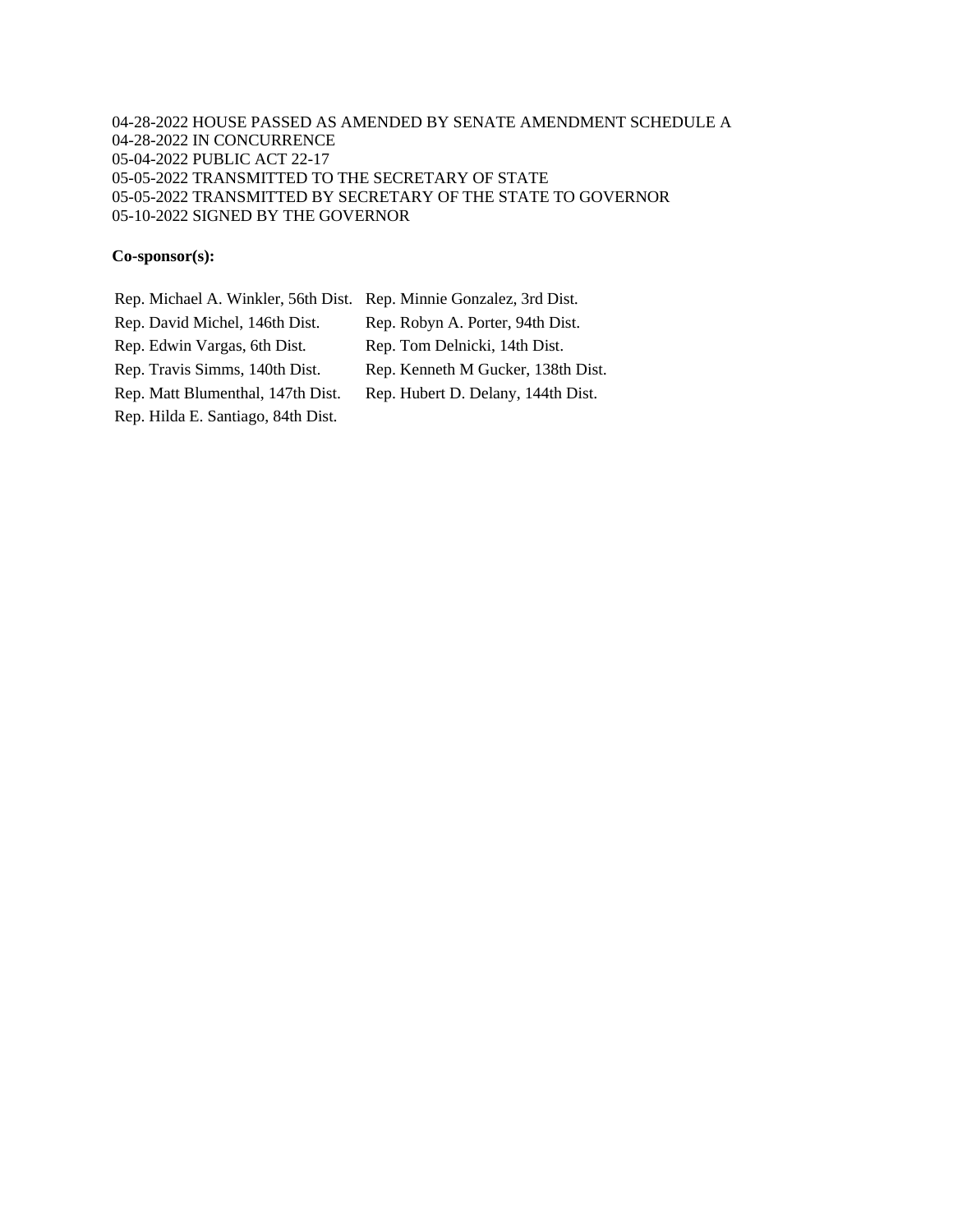04-28-2022 HOUSE PASSED AS AMENDED BY SENATE AMENDMENT SCHEDULE A
04-28-2022 IN CONCURRENCE
05-04-2022 PUBLIC ACT 22-17
05-05-2022 TRANSMITTED TO THE SECRETARY OF STATE
05-05-2022 TRANSMITTED BY SECRETARY OF THE STATE TO GOVERNOR
05-10-2022 SIGNED BY THE GOVERNOR

**Co-sponsor(s):**

| | |
|---|---|
| Rep. Michael A. Winkler, 56th Dist. | Rep. Minnie Gonzalez, 3rd Dist. |
| Rep. David Michel, 146th Dist. | Rep. Robyn A. Porter, 94th Dist. |
| Rep. Edwin Vargas, 6th Dist. | Rep. Tom Delnicki, 14th Dist. |
| Rep. Travis Simms, 140th Dist. | Rep. Kenneth M Gucker, 138th Dist. |
| Rep. Matt Blumenthal, 147th Dist. | Rep. Hubert D. Delany, 144th Dist. |
| Rep. Hilda E. Santiago, 84th Dist. | |